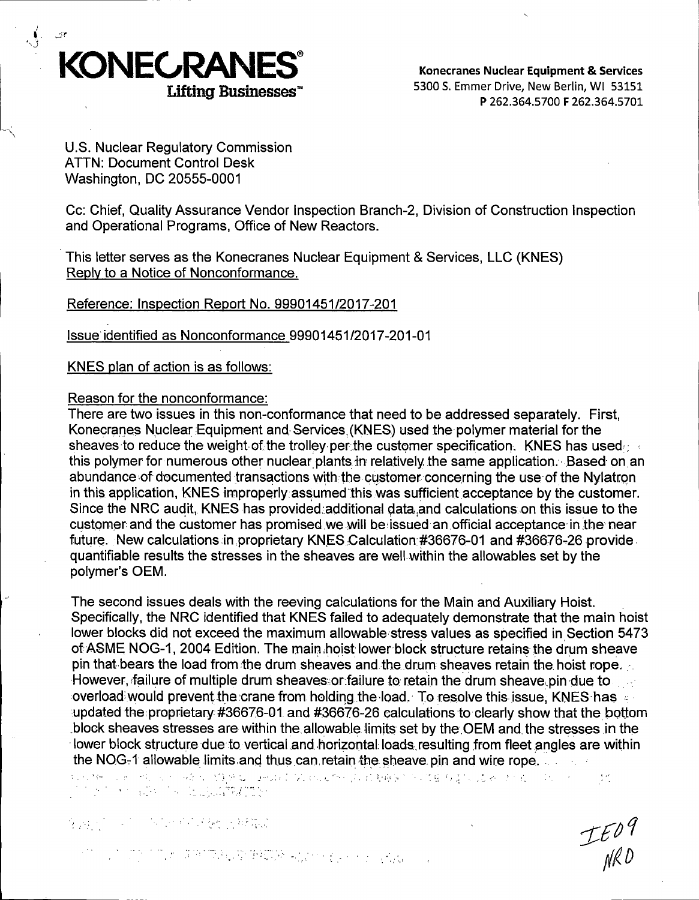**KONECRANES®**
**Lifting Businesses™**

**Konecranes Nuclear Equipment & Services**
5300 S. Emmer Drive, New Berlin, WI 53151
**P** 262.364.5700 **F** 262.364.5701

U.S. Nuclear Regulatory Commission
ATTN: Document Control Desk
Washington, DC 20555-0001

Cc: Chief, Quality Assurance Vendor Inspection Branch-2, Division of Construction Inspection and Operational Programs, Office of New Reactors.

This letter serves as the Konecranes Nuclear Equipment & Services, LLC (KNES) Reply to a Notice of Nonconformance.

Reference: Inspection Report No. 99901451/2017-201

Issue identified as Nonconformance 99901451/2017-201-01

KNES plan of action is as follows:

Reason for the nonconformance:

There are two issues in this non-conformance that need to be addressed separately. First, Konecranes Nuclear Equipment and Services (KNES) used the polymer material for the sheaves to reduce the weight of the trolley per the customer specification. KNES has used this polymer for numerous other nuclear plants in relatively the same application. Based on an abundance of documented transactions with the customer concerning the use of the Nylatron in this application, KNES improperly assumed this was sufficient acceptance by the customer. Since the NRC audit, KNES has provided additional data and calculations on this issue to the customer and the customer has promised we will be issued an official acceptance in the near future. New calculations in proprietary KNES Calculation #36676-01 and #36676-26 provide quantifiable results the stresses in the sheaves are well within the allowables set by the polymer's OEM.

The second issues deals with the reeving calculations for the Main and Auxiliary Hoist. Specifically, the NRC identified that KNES failed to adequately demonstrate that the main hoist lower blocks did not exceed the maximum allowable stress values as specified in Section 5473 of ASME NOG-1, 2004 Edition. The main hoist lower block structure retains the drum sheave pin that bears the load from the drum sheaves and the drum sheaves retain the hoist rope. However, failure of multiple drum sheaves or failure to retain the drum sheave pin due to overload would prevent the crane from holding the load. To resolve this issue, KNES has updated the proprietary #36676-01 and #36676-26 calculations to clearly show that the bottom block sheaves stresses are within the allowable limits set by the OEM and the stresses in the lower block structure due to vertical and horizontal loads resulting from fleet angles are within the NOG-1 allowable limits and thus can retain the sheave pin and wire rope.

IE09
NRO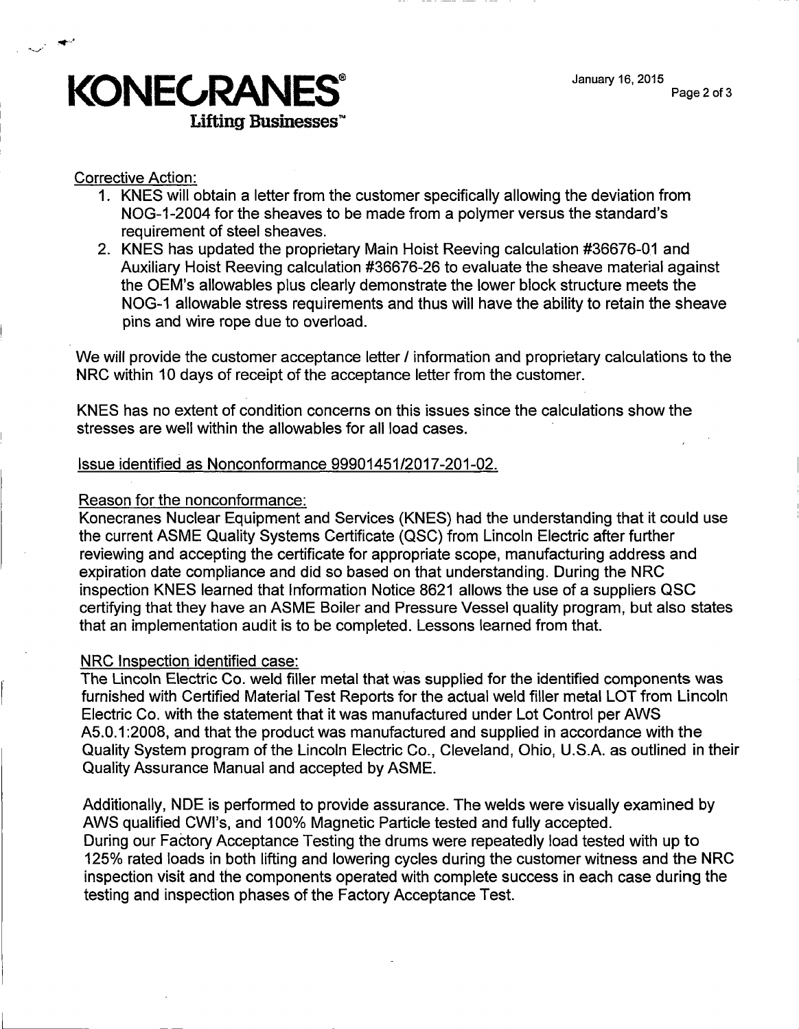Corrective Action:

1. KNES will obtain a letter from the customer specifically allowing the deviation from NOG-1-2004 for the sheaves to be made from a polymer versus the standard's requirement of steel sheaves.
2. KNES has updated the proprietary Main Hoist Reeving calculation #36676-01 and Auxiliary Hoist Reeving calculation #36676-26 to evaluate the sheave material against the OEM's allowables plus clearly demonstrate the lower block structure meets the NOG-1 allowable stress requirements and thus will have the ability to retain the sheave pins and wire rope due to overload.

We will provide the customer acceptance letter / information and proprietary calculations to the NRC within 10 days of receipt of the acceptance letter from the customer.

KNES has no extent of condition concerns on this issues since the calculations show the stresses are well within the allowables for all load cases.

Issue identified as Nonconformance 99901451/2017-201-02.

Reason for the nonconformance:
Konecranes Nuclear Equipment and Services (KNES) had the understanding that it could use the current ASME Quality Systems Certificate (QSC) from Lincoln Electric after further reviewing and accepting the certificate for appropriate scope, manufacturing address and expiration date compliance and did so based on that understanding. During the NRC inspection KNES learned that Information Notice 8621 allows the use of a suppliers QSC certifying that they have an ASME Boiler and Pressure Vessel quality program, but also states that an implementation audit is to be completed. Lessons learned from that.

NRC Inspection identified case:
The Lincoln Electric Co. weld filler metal that was supplied for the identified components was furnished with Certified Material Test Reports for the actual weld filler metal LOT from Lincoln Electric Co. with the statement that it was manufactured under Lot Control per AWS A5.0.1:2008, and that the product was manufactured and supplied in accordance with the Quality System program of the Lincoln Electric Co., Cleveland, Ohio, U.S.A. as outlined in their Quality Assurance Manual and accepted by ASME.

Additionally, NDE is performed to provide assurance. The welds were visually examined by AWS qualified CWI's, and 100% Magnetic Particle tested and fully accepted.
During our Factory Acceptance Testing the drums were repeatedly load tested with up to 125% rated loads in both lifting and lowering cycles during the customer witness and the NRC inspection visit and the components operated with complete success in each case during the testing and inspection phases of the Factory Acceptance Test.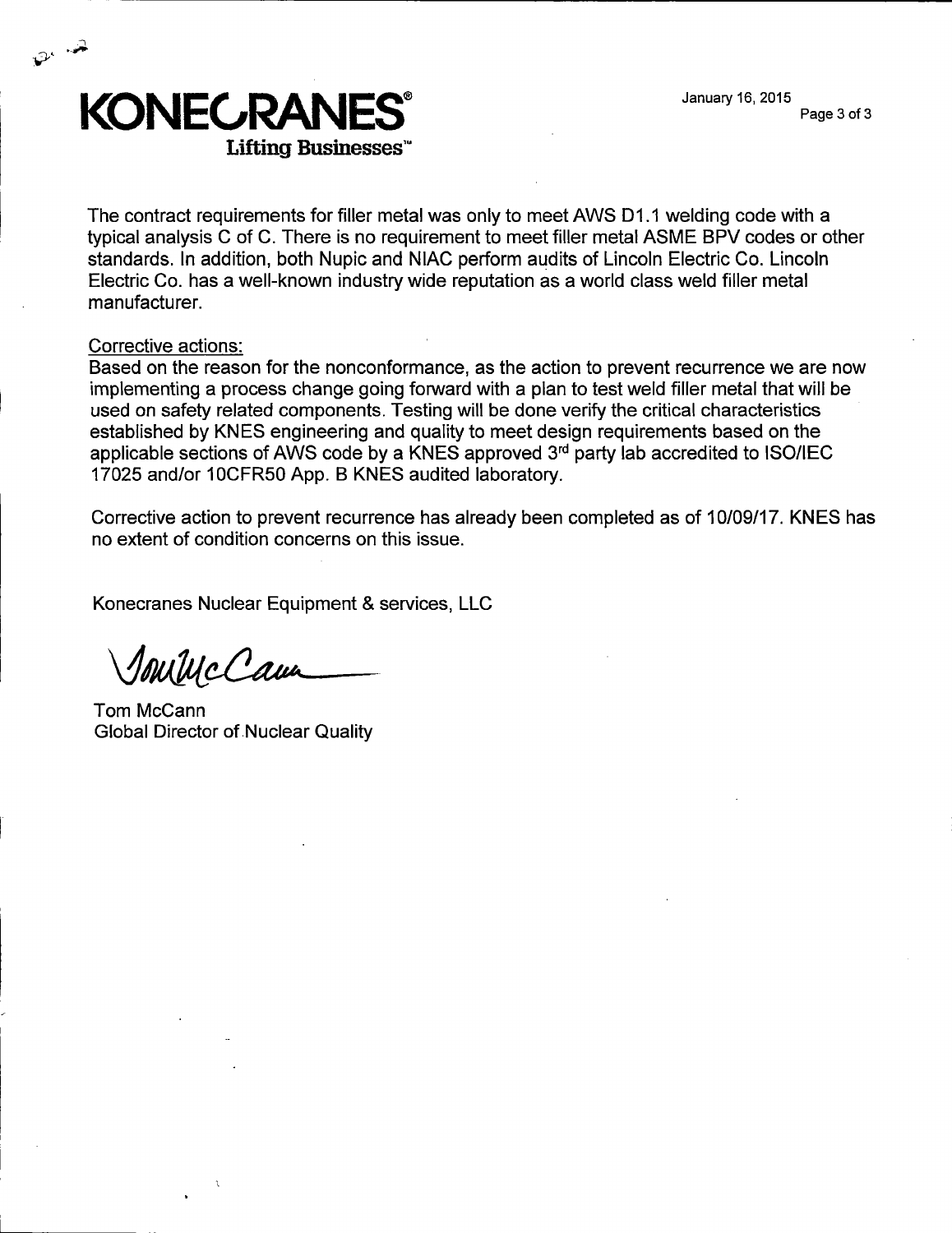The contract requirements for filler metal was only to meet AWS D1.1 welding code with a typical analysis C of C. There is no requirement to meet filler metal ASME BPV codes or other standards. In addition, both Nupic and NIAC perform audits of Lincoln Electric Co. Lincoln Electric Co. has a well-known industry wide reputation as a world class weld filler metal manufacturer.

Corrective actions:

Based on the reason for the nonconformance, as the action to prevent recurrence we are now implementing a process change going forward with a plan to test weld filler metal that will be used on safety related components. Testing will be done verify the critical characteristics established by KNES engineering and quality to meet design requirements based on the applicable sections of AWS code by a KNES approved 3rd party lab accredited to ISO/IEC 17025 and/or 10CFR50 App. B KNES audited laboratory.

Corrective action to prevent recurrence has already been completed as of 10/09/17. KNES has no extent of condition concerns on this issue.

Konecranes Nuclear Equipment & services, LLC

Tom McCann
Global Director of Nuclear Quality